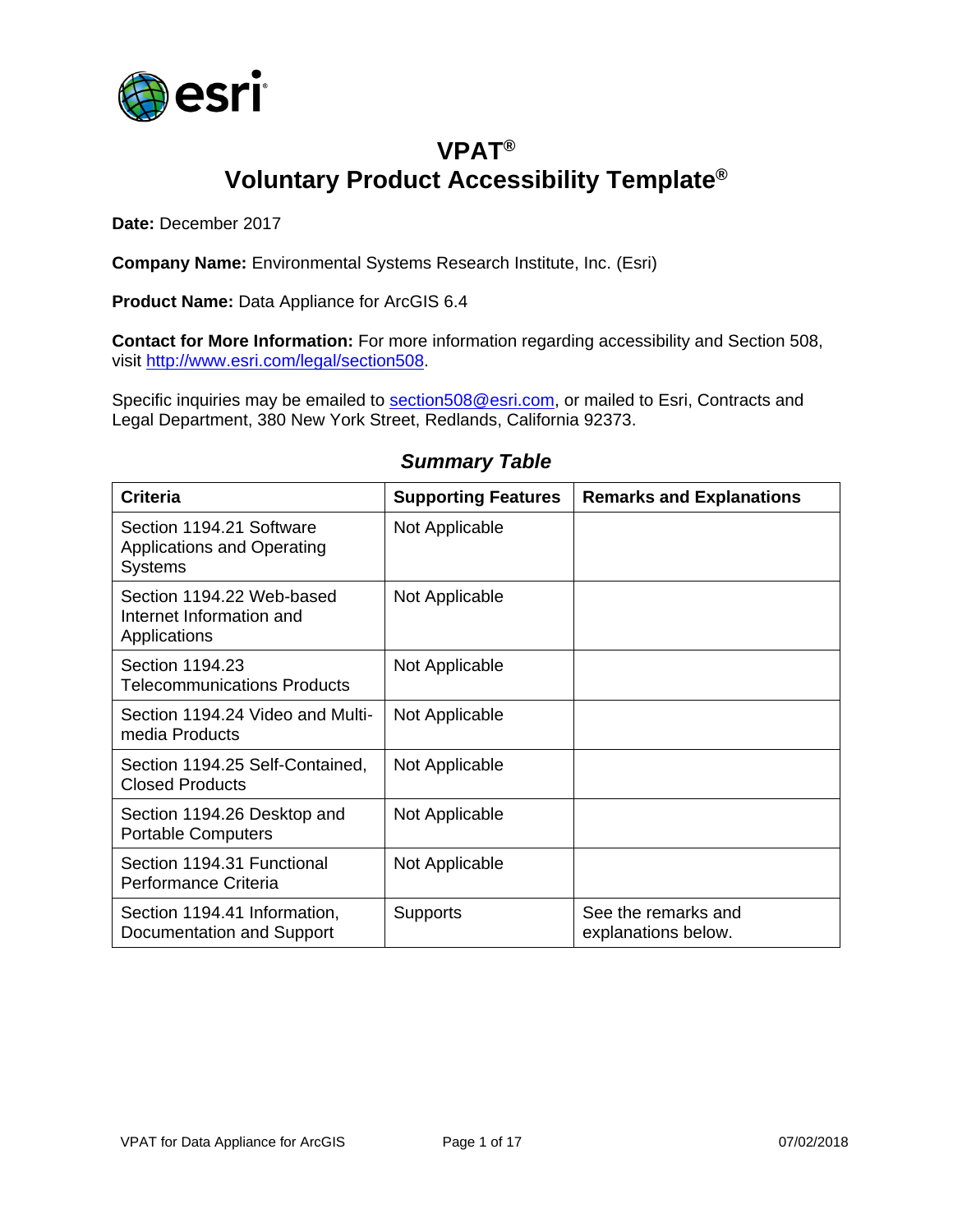# VPAT®
# Voluntary Product Accessibility Template®

**Date:** December 2017

**Company Name:** Environmental Systems Research Institute, Inc. (Esri)

**Product Name:** Data Appliance for ArcGIS 6.4

**Contact for More Information:** For more information regarding accessibility and Section 508, visit [http://www.esri.com/legal/section508](http://www.esri.com/legal/section508).

Specific inquiries may be emailed to [section508@esri.com](mailto:section508@esri.com), or mailed to Esri, Contracts and Legal Department, 380 New York Street, Redlands, California 92373.

## *Summary Table*

| Criteria | Supporting Features | Remarks and Explanations |
|---|---|---|
| Section 1194.21 Software Applications and Operating Systems | Not Applicable | |
| Section 1194.22 Web-based Internet Information and Applications | Not Applicable | |
| Section 1194.23 Telecommunications Products | Not Applicable | |
| Section 1194.24 Video and Multi-media Products | Not Applicable | |
| Section 1194.25 Self-Contained, Closed Products | Not Applicable | |
| Section 1194.26 Desktop and Portable Computers | Not Applicable | |
| Section 1194.31 Functional Performance Criteria | Not Applicable | |
| Section 1194.41 Information, Documentation and Support | Supports | See the remarks and explanations below. |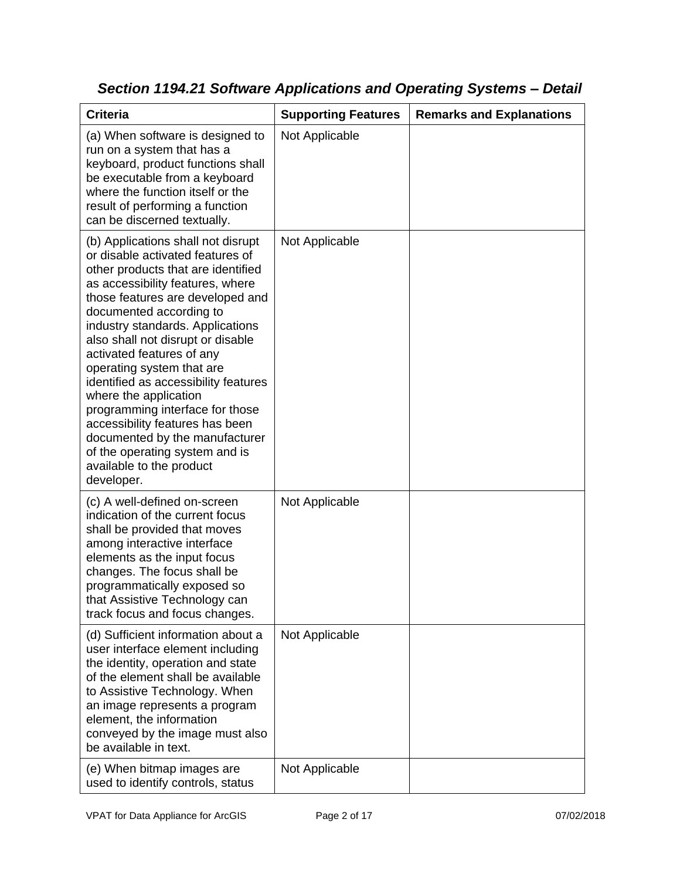## *Section 1194.21 Software Applications and Operating Systems – Detail*

| Criteria | Supporting Features | Remarks and Explanations |
| --- | --- | --- |
| (a) When software is designed to run on a system that has a keyboard, product functions shall be executable from a keyboard where the function itself or the result of performing a function can be discerned textually. | Not Applicable | |
| (b) Applications shall not disrupt or disable activated features of other products that are identified as accessibility features, where those features are developed and documented according to industry standards. Applications also shall not disrupt or disable activated features of any operating system that are identified as accessibility features where the application programming interface for those accessibility features has been documented by the manufacturer of the operating system and is available to the product developer. | Not Applicable | |
| (c) A well-defined on-screen indication of the current focus shall be provided that moves among interactive interface elements as the input focus changes. The focus shall be programmatically exposed so that Assistive Technology can track focus and focus changes. | Not Applicable | |
| (d) Sufficient information about a user interface element including the identity, operation and state of the element shall be available to Assistive Technology. When an image represents a program element, the information conveyed by the image must also be available in text. | Not Applicable | |
| (e) When bitmap images are used to identify controls, status | Not Applicable | |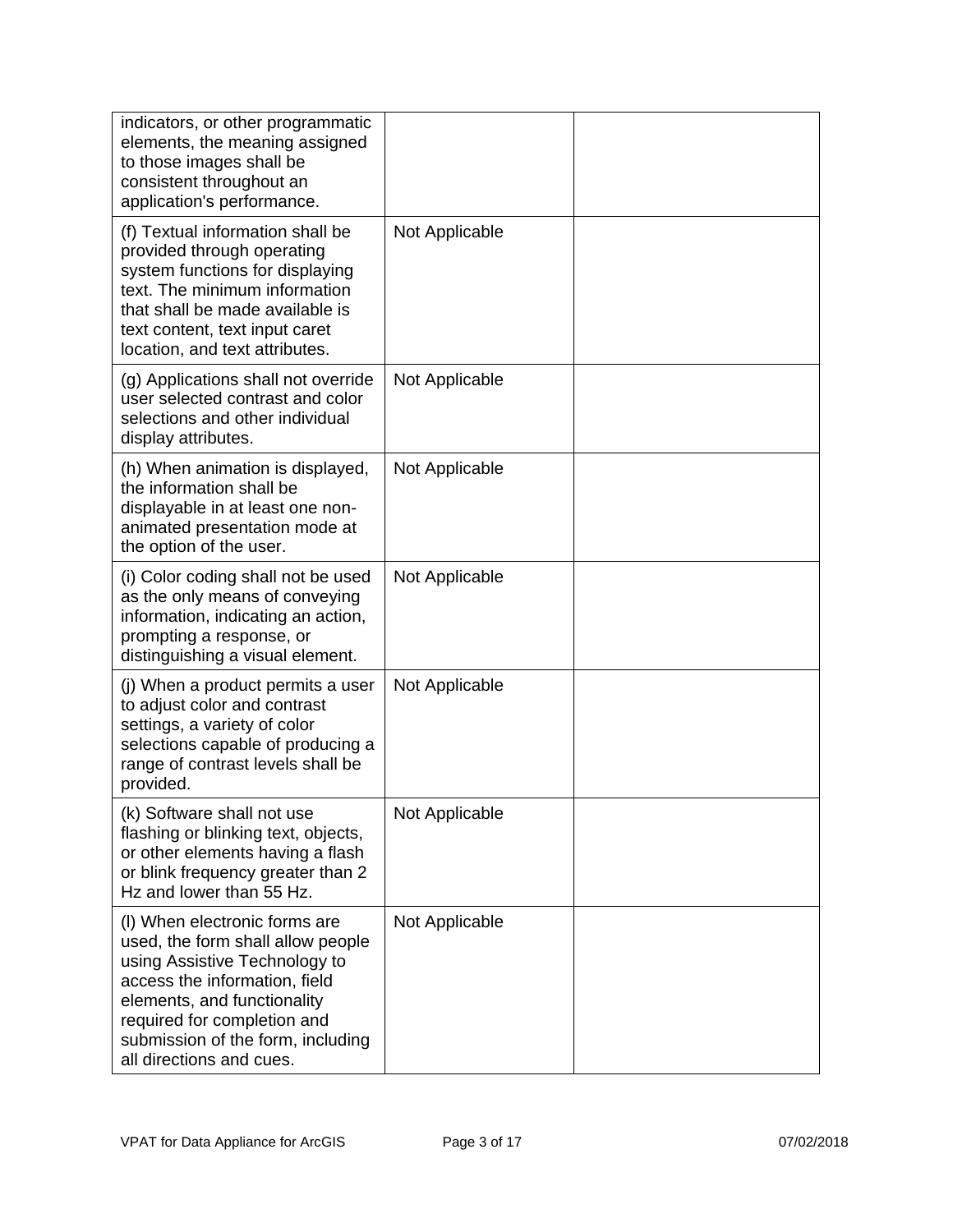| | | |
|---|---|---|
| indicators, or other programmatic elements, the meaning assigned to those images shall be consistent throughout an application's performance. | | |
| (f) Textual information shall be provided through operating system functions for displaying text. The minimum information that shall be made available is text content, text input caret location, and text attributes. | Not Applicable | |
| (g) Applications shall not override user selected contrast and color selections and other individual display attributes. | Not Applicable | |
| (h) When animation is displayed, the information shall be displayable in at least one non-animated presentation mode at the option of the user. | Not Applicable | |
| (i) Color coding shall not be used as the only means of conveying information, indicating an action, prompting a response, or distinguishing a visual element. | Not Applicable | |
| (j) When a product permits a user to adjust color and contrast settings, a variety of color selections capable of producing a range of contrast levels shall be provided. | Not Applicable | |
| (k) Software shall not use flashing or blinking text, objects, or other elements having a flash or blink frequency greater than 2 Hz and lower than 55 Hz. | Not Applicable | |
| (l) When electronic forms are used, the form shall allow people using Assistive Technology to access the information, field elements, and functionality required for completion and submission of the form, including all directions and cues. | Not Applicable | |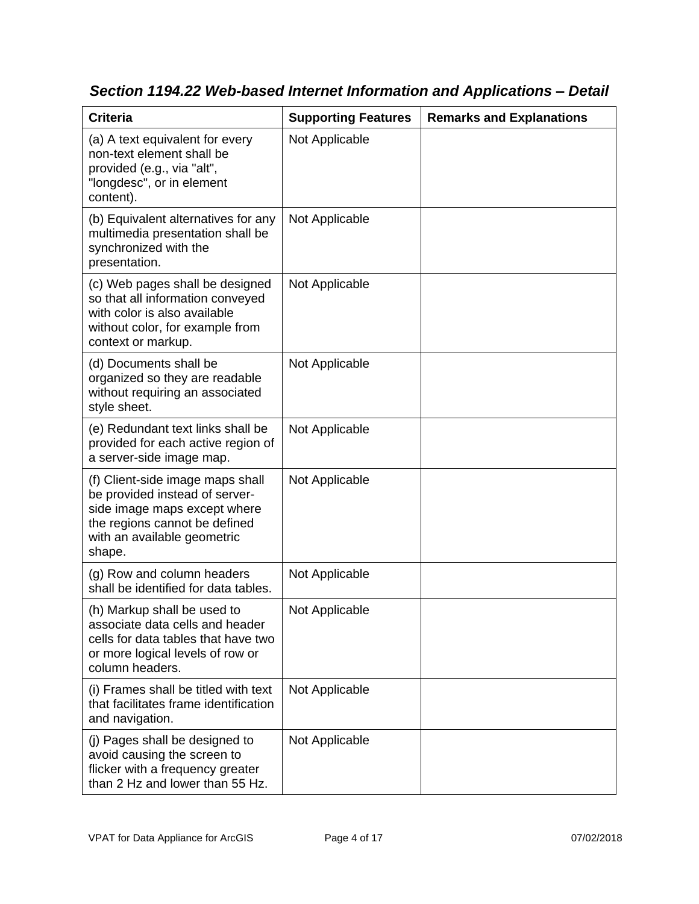### *Section 1194.22 Web-based Internet Information and Applications – Detail*

| Criteria | Supporting Features | Remarks and Explanations |
| --- | --- | --- |
| (a) A text equivalent for every non-text element shall be provided (e.g., via "alt", "longdesc", or in element content). | Not Applicable | |
| (b) Equivalent alternatives for any multimedia presentation shall be synchronized with the presentation. | Not Applicable | |
| (c) Web pages shall be designed so that all information conveyed with color is also available without color, for example from context or markup. | Not Applicable | |
| (d) Documents shall be organized so they are readable without requiring an associated style sheet. | Not Applicable | |
| (e) Redundant text links shall be provided for each active region of a server-side image map. | Not Applicable | |
| (f) Client-side image maps shall be provided instead of server-side image maps except where the regions cannot be defined with an available geometric shape. | Not Applicable | |
| (g) Row and column headers shall be identified for data tables. | Not Applicable | |
| (h) Markup shall be used to associate data cells and header cells for data tables that have two or more logical levels of row or column headers. | Not Applicable | |
| (i) Frames shall be titled with text that facilitates frame identification and navigation. | Not Applicable | |
| (j) Pages shall be designed to avoid causing the screen to flicker with a frequency greater than 2 Hz and lower than 55 Hz. | Not Applicable | |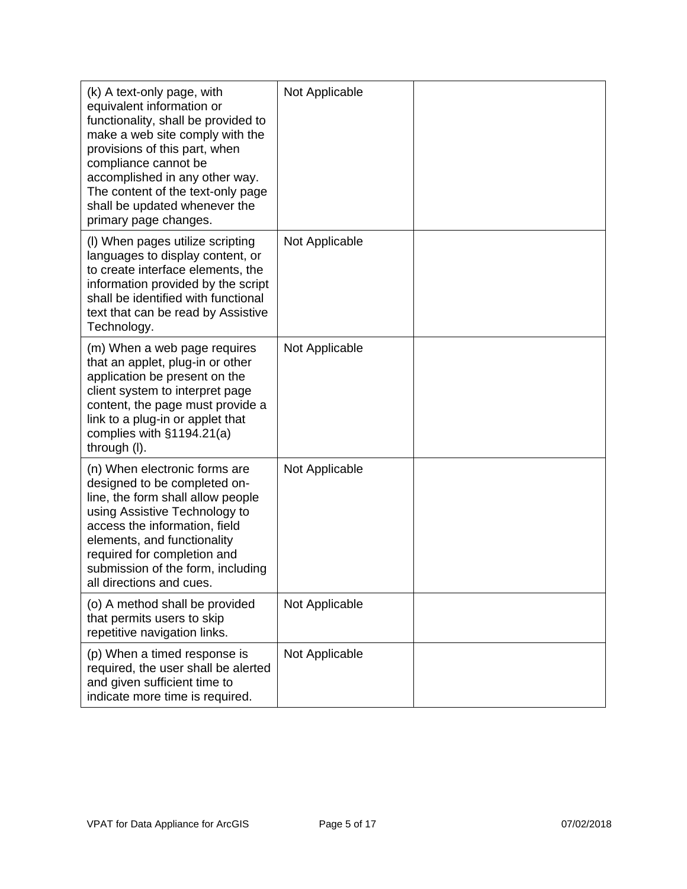| | | |
|---|---|---|
| (k) A text-only page, with equivalent information or functionality, shall be provided to make a web site comply with the provisions of this part, when compliance cannot be accomplished in any other way. The content of the text-only page shall be updated whenever the primary page changes. | Not Applicable | |
| (l) When pages utilize scripting languages to display content, or to create interface elements, the information provided by the script shall be identified with functional text that can be read by Assistive Technology. | Not Applicable | |
| (m) When a web page requires that an applet, plug-in or other application be present on the client system to interpret page content, the page must provide a link to a plug-in or applet that complies with §1194.21(a) through (l). | Not Applicable | |
| (n) When electronic forms are designed to be completed on-line, the form shall allow people using Assistive Technology to access the information, field elements, and functionality required for completion and submission of the form, including all directions and cues. | Not Applicable | |
| (o) A method shall be provided that permits users to skip repetitive navigation links. | Not Applicable | |
| (p) When a timed response is required, the user shall be alerted and given sufficient time to indicate more time is required. | Not Applicable | |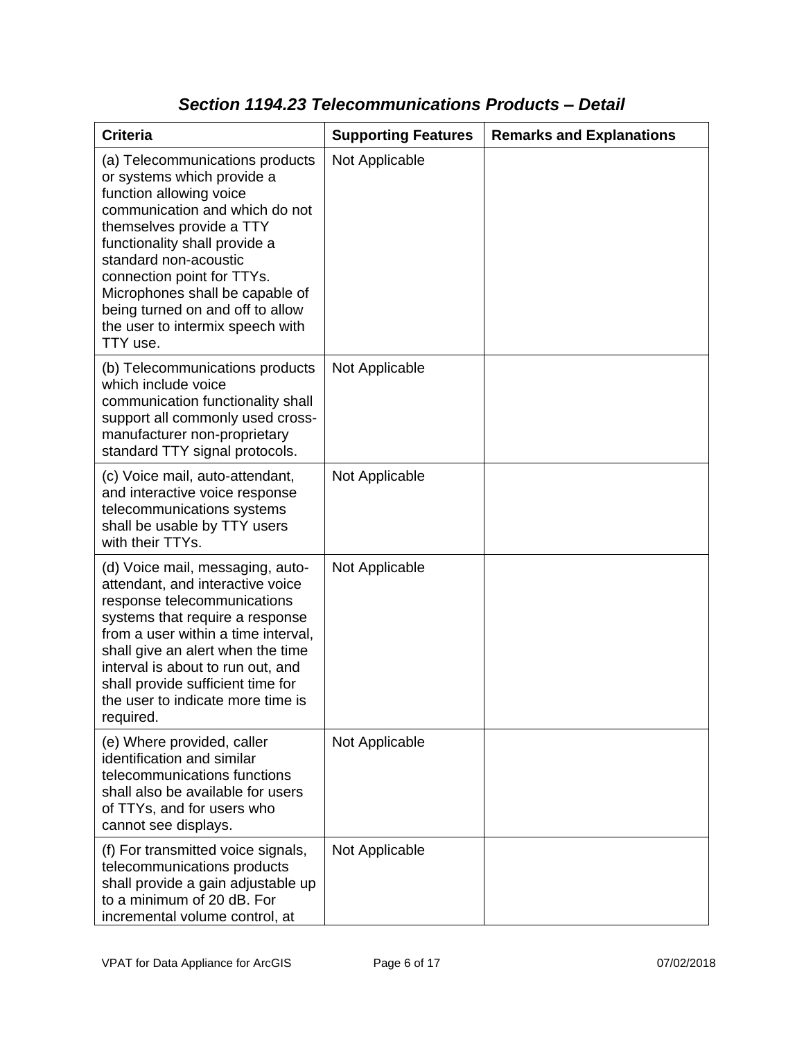## *Section 1194.23 Telecommunications Products – Detail*

| Criteria | Supporting Features | Remarks and Explanations |
| --- | --- | --- |
| (a) Telecommunications products or systems which provide a function allowing voice communication and which do not themselves provide a TTY functionality shall provide a standard non-acoustic connection point for TTYs. Microphones shall be capable of being turned on and off to allow the user to intermix speech with TTY use. | Not Applicable | |
| (b) Telecommunications products which include voice communication functionality shall support all commonly used cross-manufacturer non-proprietary standard TTY signal protocols. | Not Applicable | |
| (c) Voice mail, auto-attendant, and interactive voice response telecommunications systems shall be usable by TTY users with their TTYs. | Not Applicable | |
| (d) Voice mail, messaging, auto-attendant, and interactive voice response telecommunications systems that require a response from a user within a time interval, shall give an alert when the time interval is about to run out, and shall provide sufficient time for the user to indicate more time is required. | Not Applicable | |
| (e) Where provided, caller identification and similar telecommunications functions shall also be available for users of TTYs, and for users who cannot see displays. | Not Applicable | |
| (f) For transmitted voice signals, telecommunications products shall provide a gain adjustable up to a minimum of 20 dB. For incremental volume control, at | Not Applicable | |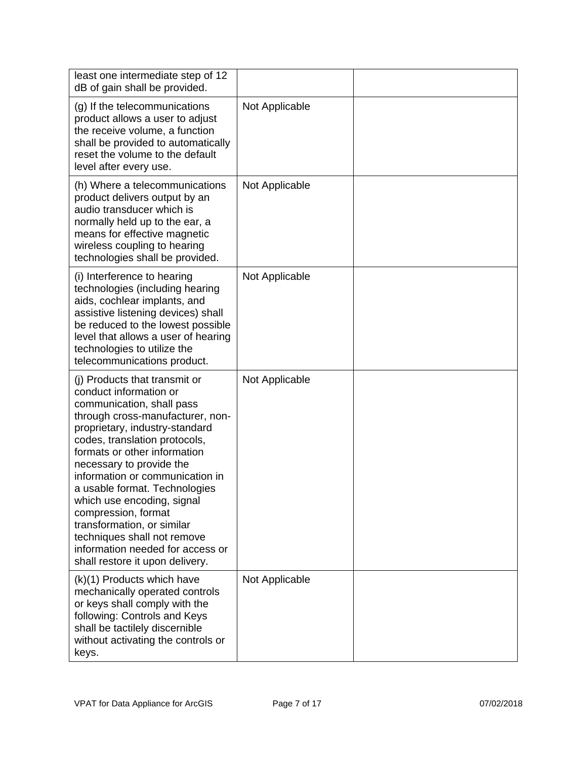| | | |
|---|---|---|
| least one intermediate step of 12 dB of gain shall be provided. | | |
| (g) If the telecommunications product allows a user to adjust the receive volume, a function shall be provided to automatically reset the volume to the default level after every use. | Not Applicable | |
| (h) Where a telecommunications product delivers output by an audio transducer which is normally held up to the ear, a means for effective magnetic wireless coupling to hearing technologies shall be provided. | Not Applicable | |
| (i) Interference to hearing technologies (including hearing aids, cochlear implants, and assistive listening devices) shall be reduced to the lowest possible level that allows a user of hearing technologies to utilize the telecommunications product. | Not Applicable | |
| (j) Products that transmit or conduct information or communication, shall pass through cross-manufacturer, non-proprietary, industry-standard codes, translation protocols, formats or other information necessary to provide the information or communication in a usable format. Technologies which use encoding, signal compression, format transformation, or similar techniques shall not remove information needed for access or shall restore it upon delivery. | Not Applicable | |
| (k)(1) Products which have mechanically operated controls or keys shall comply with the following: Controls and Keys shall be tactilely discernible without activating the controls or keys. | Not Applicable | |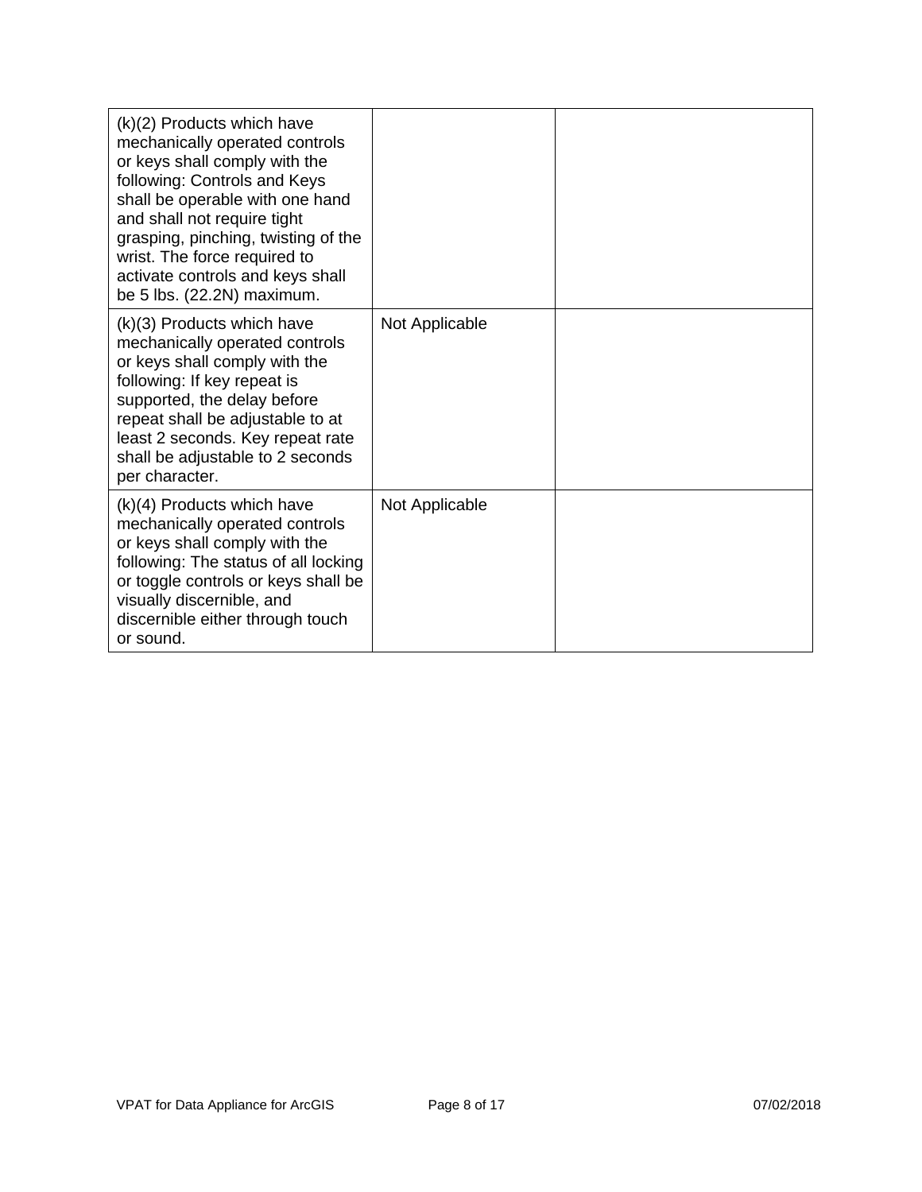| | | |
|---|---|---|
| (k)(2) Products which have mechanically operated controls or keys shall comply with the following: Controls and Keys shall be operable with one hand and shall not require tight grasping, pinching, twisting of the wrist. The force required to activate controls and keys shall be 5 lbs. (22.2N) maximum. | | |
| (k)(3) Products which have mechanically operated controls or keys shall comply with the following: If key repeat is supported, the delay before repeat shall be adjustable to at least 2 seconds. Key repeat rate shall be adjustable to 2 seconds per character. | Not Applicable | |
| (k)(4) Products which have mechanically operated controls or keys shall comply with the following: The status of all locking or toggle controls or keys shall be visually discernible, and discernible either through touch or sound. | Not Applicable | |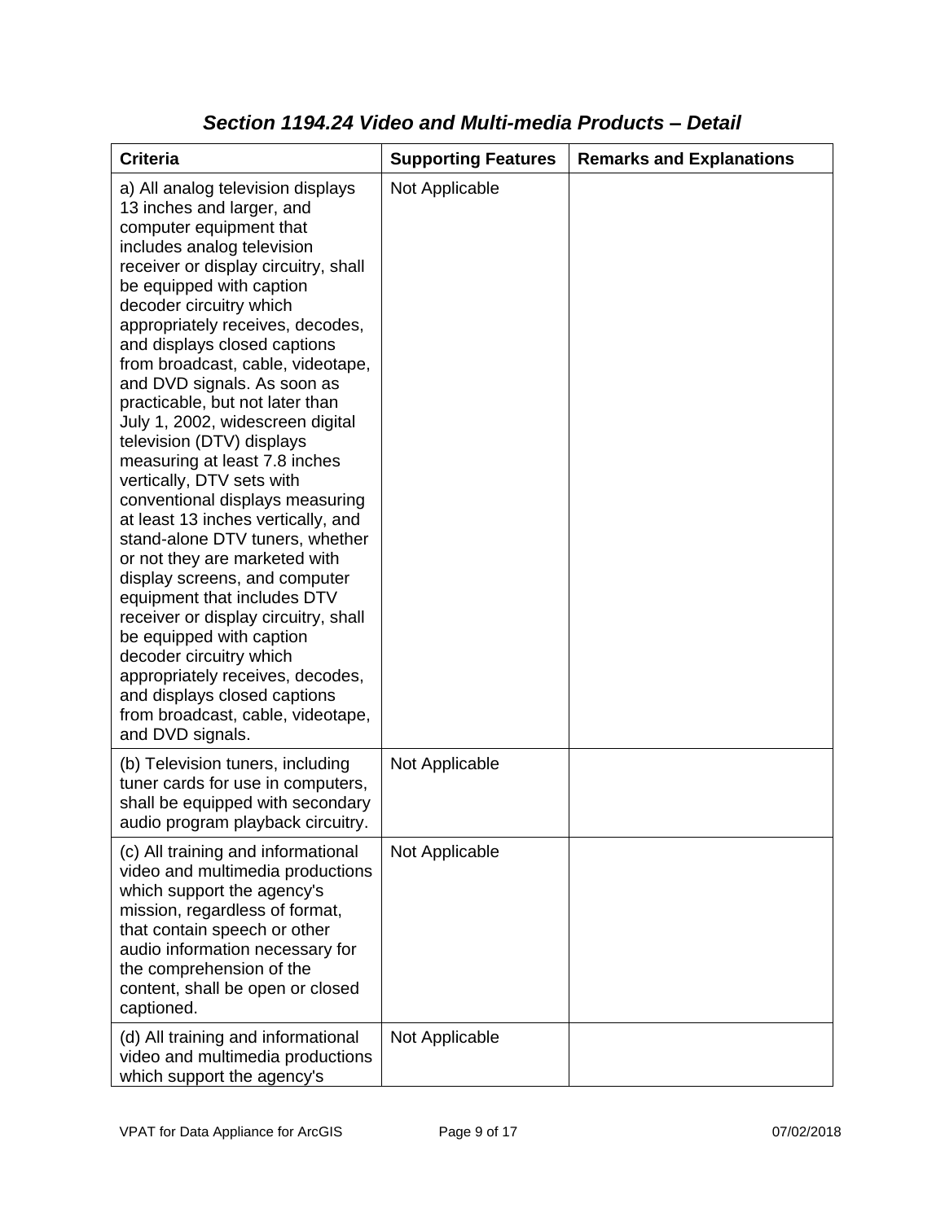## *Section 1194.24 Video and Multi-media Products – Detail*

| Criteria | Supporting Features | Remarks and Explanations |
|---|---|---|
| a) All analog television displays 13 inches and larger, and computer equipment that includes analog television receiver or display circuitry, shall be equipped with caption decoder circuitry which appropriately receives, decodes, and displays closed captions from broadcast, cable, videotape, and DVD signals. As soon as practicable, but not later than July 1, 2002, widescreen digital television (DTV) displays measuring at least 7.8 inches vertically, DTV sets with conventional displays measuring at least 13 inches vertically, and stand-alone DTV tuners, whether or not they are marketed with display screens, and computer equipment that includes DTV receiver or display circuitry, shall be equipped with caption decoder circuitry which appropriately receives, decodes, and displays closed captions from broadcast, cable, videotape, and DVD signals. | Not Applicable | |
| (b) Television tuners, including tuner cards for use in computers, shall be equipped with secondary audio program playback circuitry. | Not Applicable | |
| (c) All training and informational video and multimedia productions which support the agency's mission, regardless of format, that contain speech or other audio information necessary for the comprehension of the content, shall be open or closed captioned. | Not Applicable | |
| (d) All training and informational video and multimedia productions which support the agency's | Not Applicable | |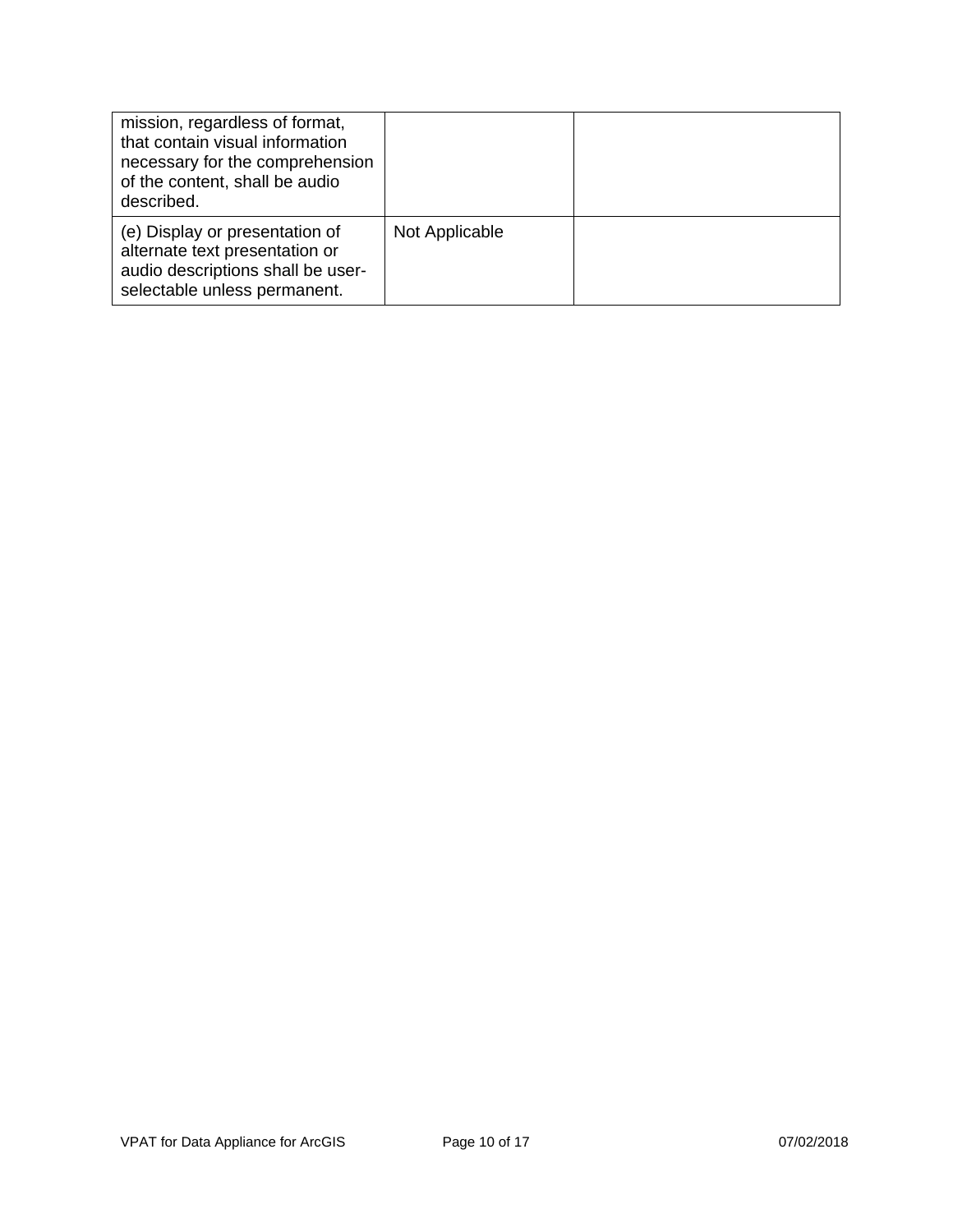| | | |
|---|---|---|
| mission, regardless of format, that contain visual information necessary for the comprehension of the content, shall be audio described. | | |
| (e) Display or presentation of alternate text presentation or audio descriptions shall be user-selectable unless permanent. | Not Applicable | |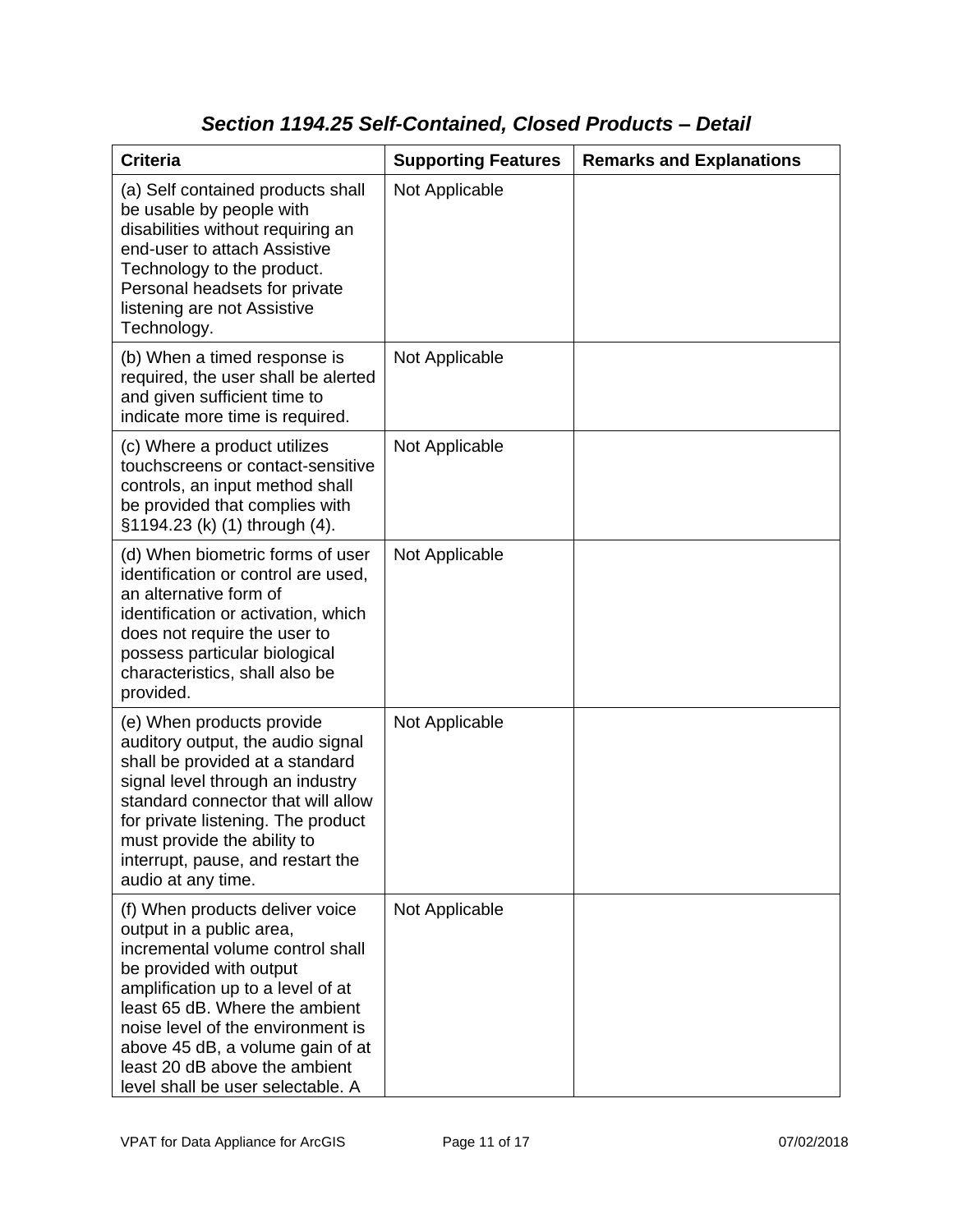## *Section 1194.25 Self-Contained, Closed Products – Detail*

| Criteria | Supporting Features | Remarks and Explanations |
|---|---|---|
| (a) Self contained products shall be usable by people with disabilities without requiring an end-user to attach Assistive Technology to the product. Personal headsets for private listening are not Assistive Technology. | Not Applicable | |
| (b) When a timed response is required, the user shall be alerted and given sufficient time to indicate more time is required. | Not Applicable | |
| (c) Where a product utilizes touchscreens or contact-sensitive controls, an input method shall be provided that complies with §1194.23 (k) (1) through (4). | Not Applicable | |
| (d) When biometric forms of user identification or control are used, an alternative form of identification or activation, which does not require the user to possess particular biological characteristics, shall also be provided. | Not Applicable | |
| (e) When products provide auditory output, the audio signal shall be provided at a standard signal level through an industry standard connector that will allow for private listening. The product must provide the ability to interrupt, pause, and restart the audio at any time. | Not Applicable | |
| (f) When products deliver voice output in a public area, incremental volume control shall be provided with output amplification up to a level of at least 65 dB. Where the ambient noise level of the environment is above 45 dB, a volume gain of at least 20 dB above the ambient level shall be user selectable. A | Not Applicable | |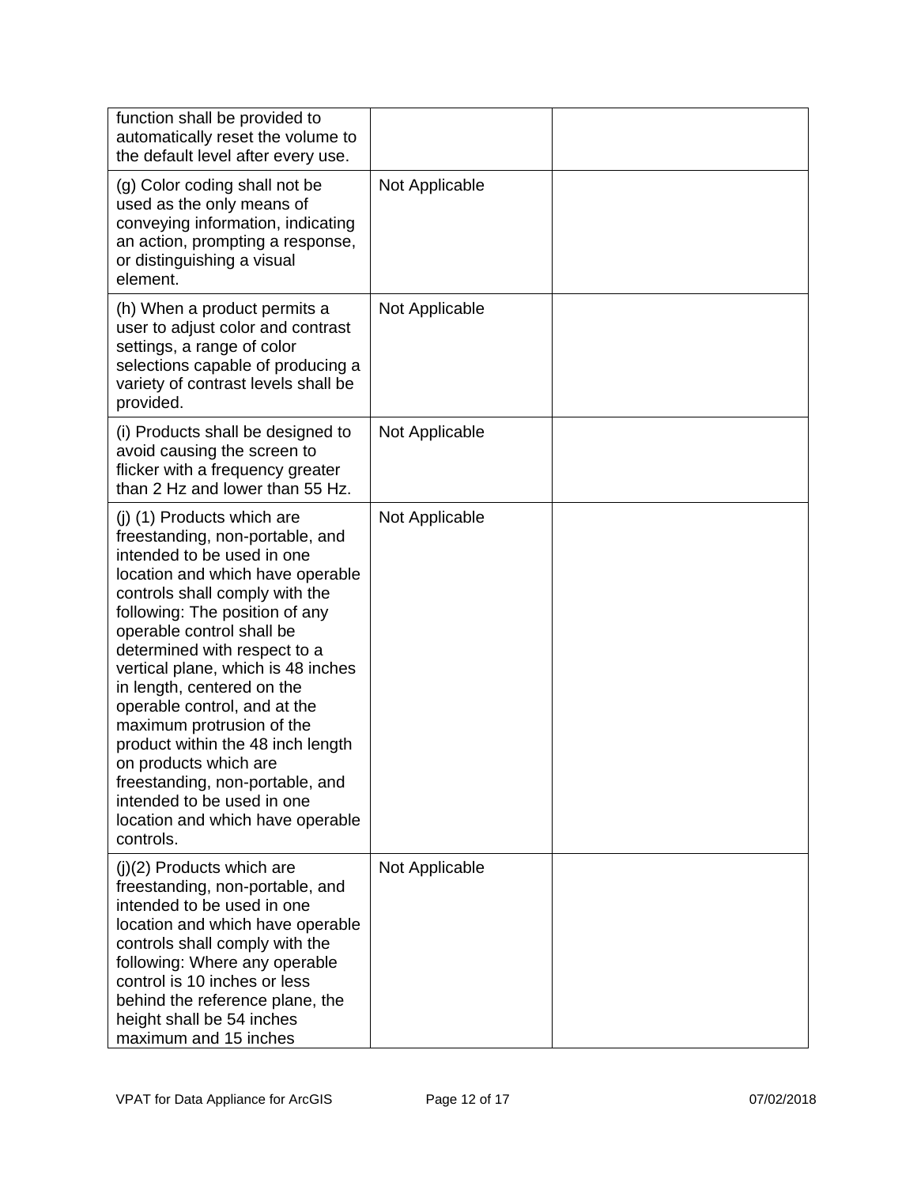| | | |
|---|---|---|
| function shall be provided to automatically reset the volume to the default level after every use. | | |
| (g) Color coding shall not be used as the only means of conveying information, indicating an action, prompting a response, or distinguishing a visual element. | Not Applicable | |
| (h) When a product permits a user to adjust color and contrast settings, a range of color selections capable of producing a variety of contrast levels shall be provided. | Not Applicable | |
| (i) Products shall be designed to avoid causing the screen to flicker with a frequency greater than 2 Hz and lower than 55 Hz. | Not Applicable | |
| (j) (1) Products which are freestanding, non-portable, and intended to be used in one location and which have operable controls shall comply with the following: The position of any operable control shall be determined with respect to a vertical plane, which is 48 inches in length, centered on the operable control, and at the maximum protrusion of the product within the 48 inch length on products which are freestanding, non-portable, and intended to be used in one location and which have operable controls. | Not Applicable | |
| (j)(2) Products which are freestanding, non-portable, and intended to be used in one location and which have operable controls shall comply with the following: Where any operable control is 10 inches or less behind the reference plane, the height shall be 54 inches maximum and 15 inches | Not Applicable | |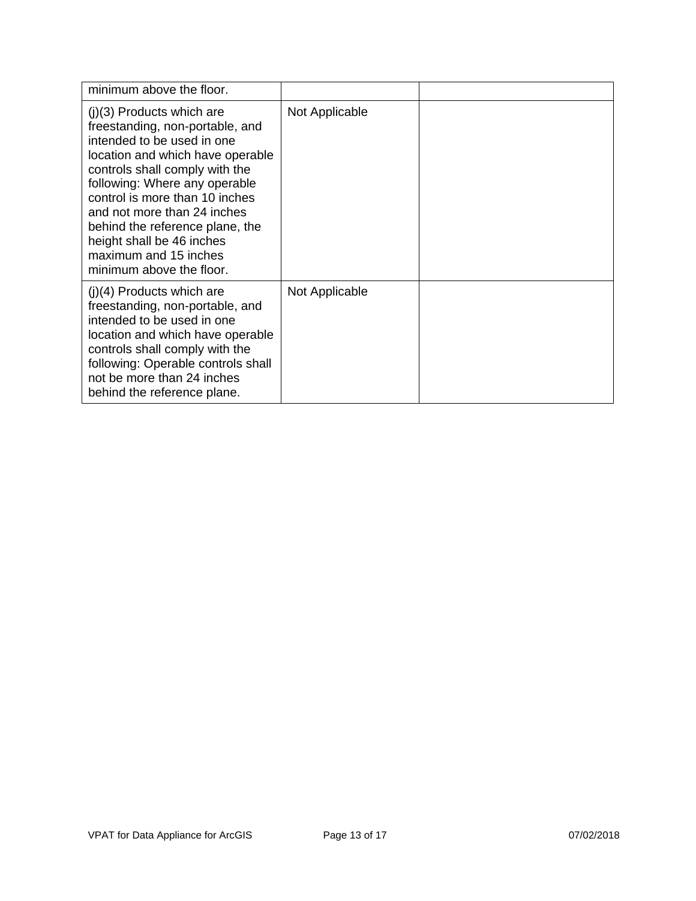| | | |
|---|---|---|
| minimum above the floor. | | |
| (j)(3) Products which are freestanding, non-portable, and intended to be used in one location and which have operable controls shall comply with the following: Where any operable control is more than 10 inches and not more than 24 inches behind the reference plane, the height shall be 46 inches maximum and 15 inches minimum above the floor. | Not Applicable | |
| (j)(4) Products which are freestanding, non-portable, and intended to be used in one location and which have operable controls shall comply with the following: Operable controls shall not be more than 24 inches behind the reference plane. | Not Applicable | |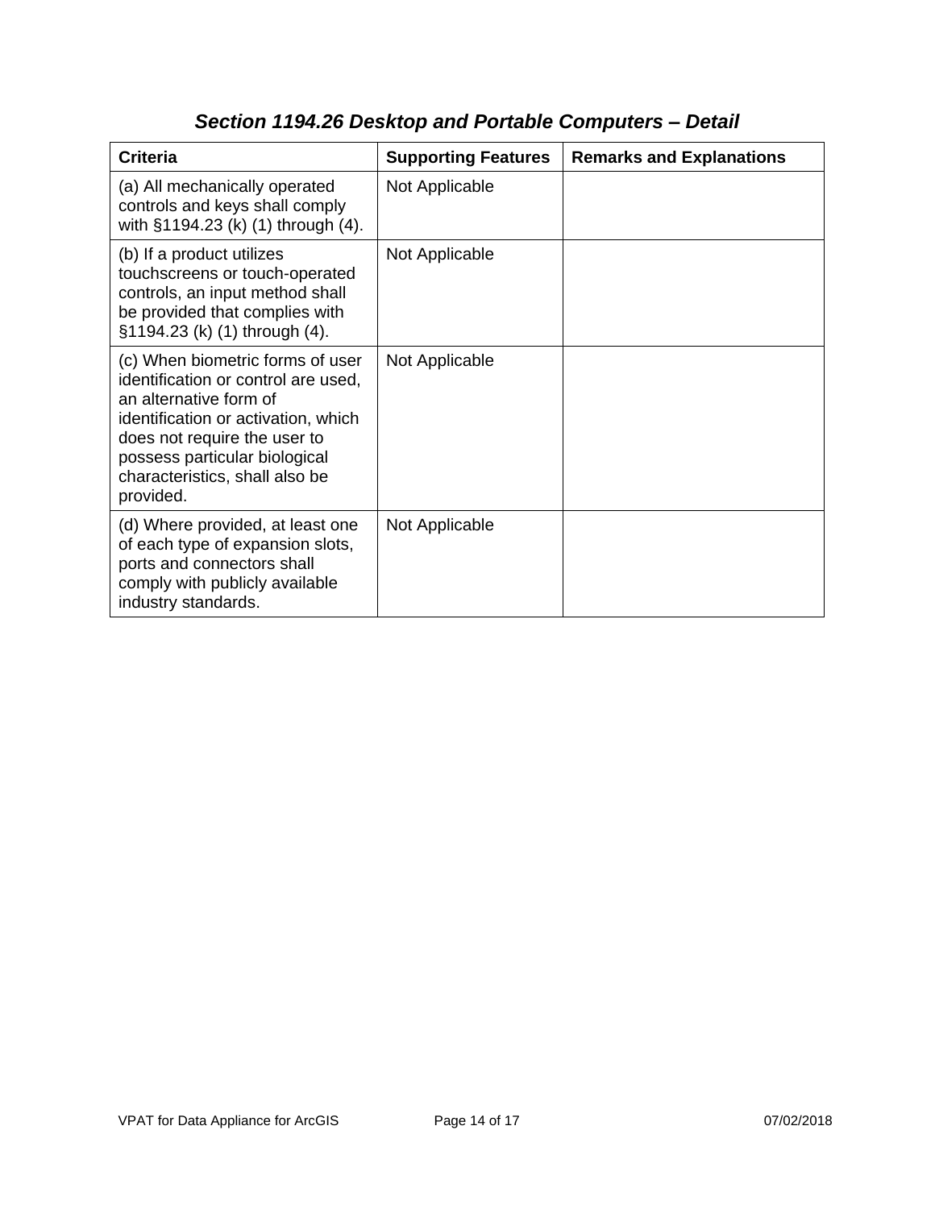## *Section 1194.26 Desktop and Portable Computers – Detail*

| Criteria | Supporting Features | Remarks and Explanations |
| --- | --- | --- |
| (a) All mechanically operated controls and keys shall comply with §1194.23 (k) (1) through (4). | Not Applicable | |
| (b) If a product utilizes touchscreens or touch-operated controls, an input method shall be provided that complies with §1194.23 (k) (1) through (4). | Not Applicable | |
| (c) When biometric forms of user identification or control are used, an alternative form of identification or activation, which does not require the user to possess particular biological characteristics, shall also be provided. | Not Applicable | |
| (d) Where provided, at least one of each type of expansion slots, ports and connectors shall comply with publicly available industry standards. | Not Applicable | |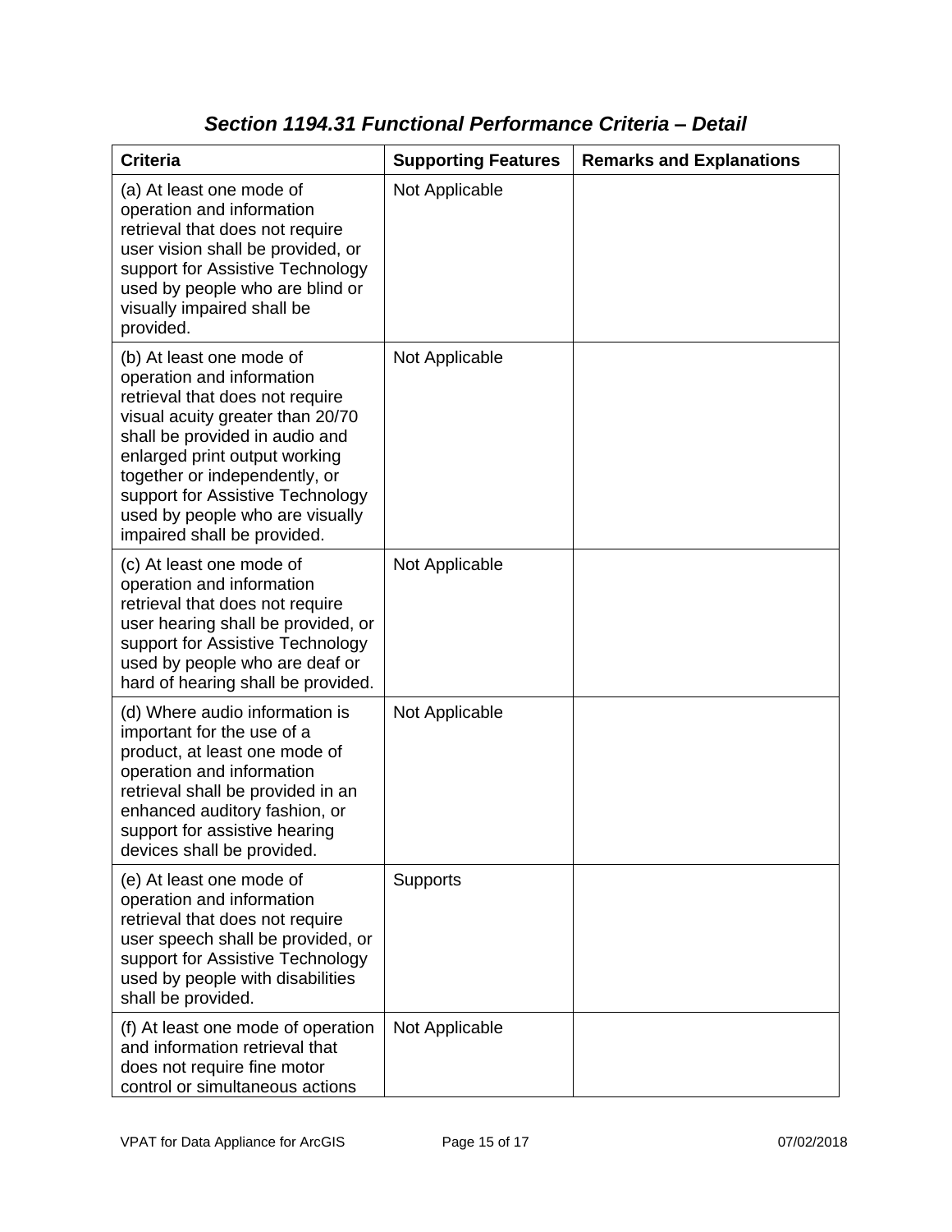## *Section 1194.31 Functional Performance Criteria – Detail*

| Criteria | Supporting Features | Remarks and Explanations |
|---|---|---|
| (a) At least one mode of operation and information retrieval that does not require user vision shall be provided, or support for Assistive Technology used by people who are blind or visually impaired shall be provided. | Not Applicable | |
| (b) At least one mode of operation and information retrieval that does not require visual acuity greater than 20/70 shall be provided in audio and enlarged print output working together or independently, or support for Assistive Technology used by people who are visually impaired shall be provided. | Not Applicable | |
| (c) At least one mode of operation and information retrieval that does not require user hearing shall be provided, or support for Assistive Technology used by people who are deaf or hard of hearing shall be provided. | Not Applicable | |
| (d) Where audio information is important for the use of a product, at least one mode of operation and information retrieval shall be provided in an enhanced auditory fashion, or support for assistive hearing devices shall be provided. | Not Applicable | |
| (e) At least one mode of operation and information retrieval that does not require user speech shall be provided, or support for Assistive Technology used by people with disabilities shall be provided. | Supports | |
| (f) At least one mode of operation and information retrieval that does not require fine motor control or simultaneous actions | Not Applicable | |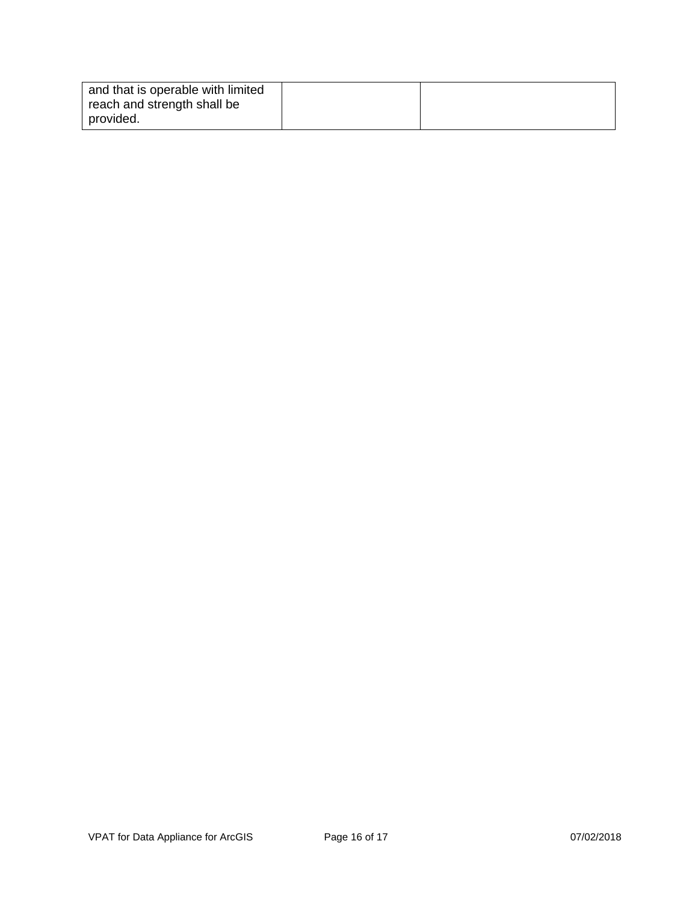| | | |
|---|---|---|
| and that is operable with limited reach and strength shall be provided. | | |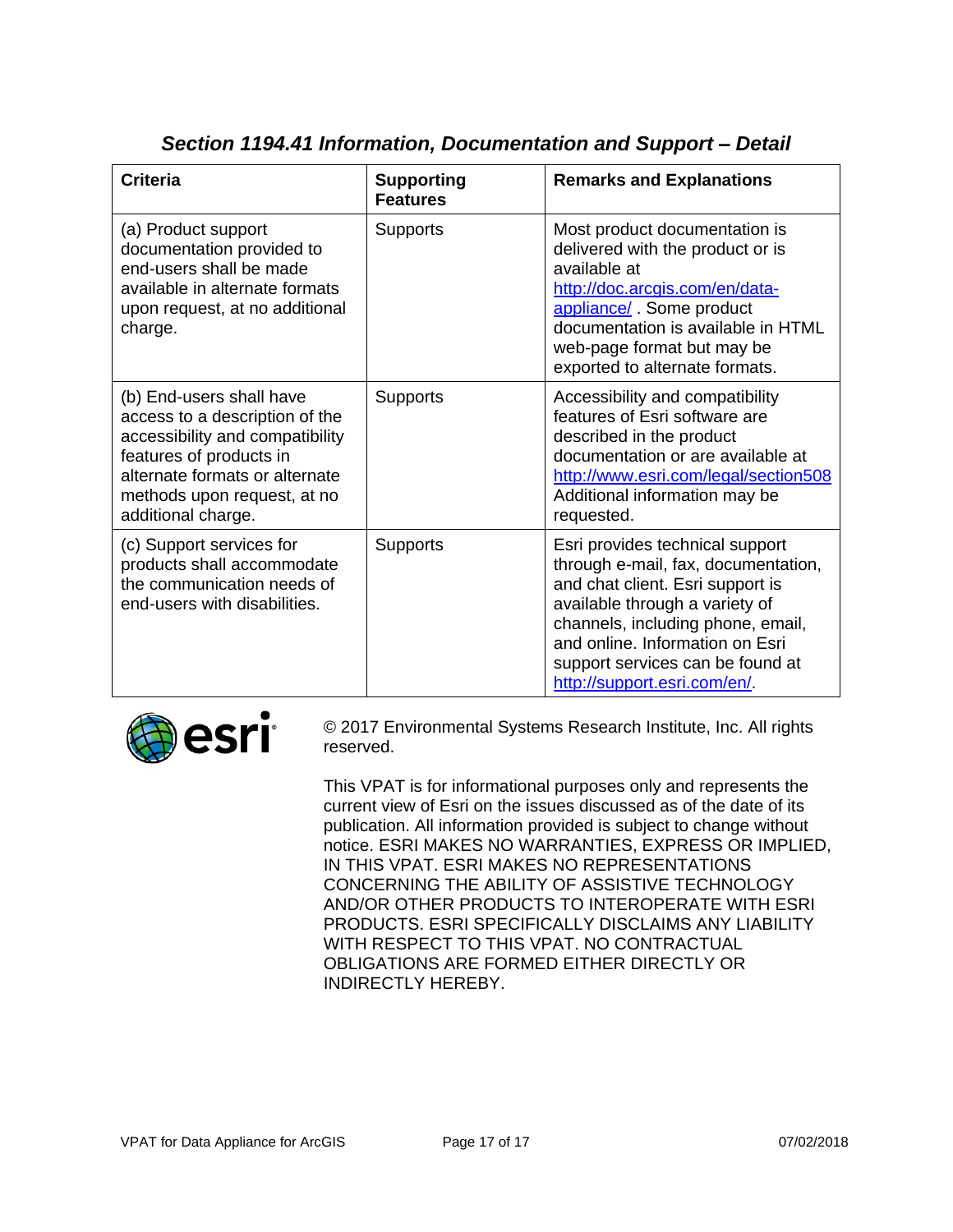### *Section 1194.41 Information, Documentation and Support – Detail*

| Criteria | Supporting Features | Remarks and Explanations |
|---|---|---|
| (a) Product support documentation provided to end-users shall be made available in alternate formats upon request, at no additional charge. | Supports | Most product documentation is delivered with the product or is available at http://doc.arcgis.com/en/data-appliance/ . Some product documentation is available in HTML web-page format but may be exported to alternate formats. |
| (b) End-users shall have access to a description of the accessibility and compatibility features of products in alternate formats or alternate methods upon request, at no additional charge. | Supports | Accessibility and compatibility features of Esri software are described in the product documentation or are available at http://www.esri.com/legal/section508 Additional information may be requested. |
| (c) Support services for products shall accommodate the communication needs of end-users with disabilities. | Supports | Esri provides technical support through e-mail, fax, documentation, and chat client. Esri support is available through a variety of channels, including phone, email, and online. Information on Esri support services can be found at http://support.esri.com/en/. |

esri

© 2017 Environmental Systems Research Institute, Inc. All rights reserved.

This VPAT is for informational purposes only and represents the current view of Esri on the issues discussed as of the date of its publication. All information provided is subject to change without notice. ESRI MAKES NO WARRANTIES, EXPRESS OR IMPLIED, IN THIS VPAT. ESRI MAKES NO REPRESENTATIONS CONCERNING THE ABILITY OF ASSISTIVE TECHNOLOGY AND/OR OTHER PRODUCTS TO INTEROPERATE WITH ESRI PRODUCTS. ESRI SPECIFICALLY DISCLAIMS ANY LIABILITY WITH RESPECT TO THIS VPAT. NO CONTRACTUAL OBLIGATIONS ARE FORMED EITHER DIRECTLY OR INDIRECTLY HEREBY.